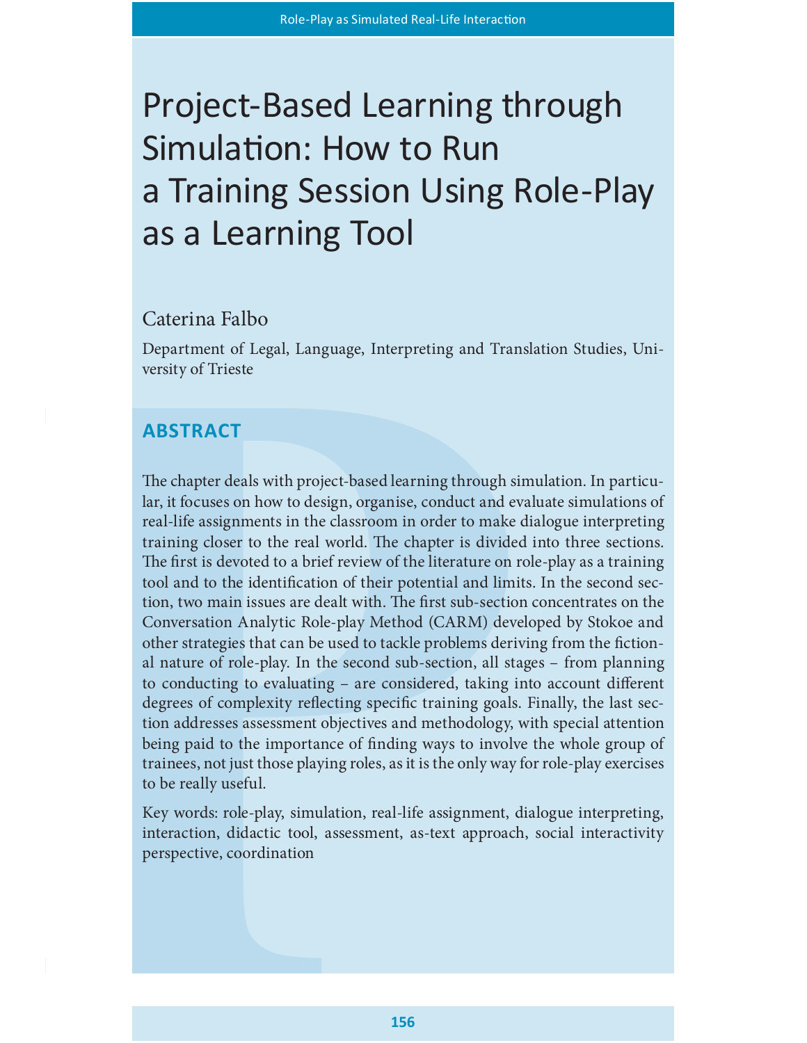# Project-Based Learning through Simulation: How to Run a Training Session Using Role-Play as a Learning Tool

Caterina Falbo

Department of Legal, Language, Interpreting and Translation Studies, University of Trieste

## ABSTRACT

The chapter deals with project-based learning through simulation. In particular, it focuses on how to design, organise, conduct and evaluate simulations of real-life assignments in the classroom in order to make dialogue interpreting training closer to the real world. The chapter is divided into three sections. The first is devoted to a brief review of the literature on role-play as a training tool and to the identification of their potential and limits. In the second section, two main issues are dealt with. The first sub-section concentrates on the Conversation Analytic Role-play Method (CARM) developed by Stokoe and other strategies that can be used to tackle problems deriving from the fictional nature of role-play. In the second sub-section, all stages – from planning to conducting to evaluating – are considered, taking into account different degrees of complexity reflecting specific training goals. Finally, the last section addresses assessment objectives and methodology, with special attention being paid to the importance of finding ways to involve the whole group of trainees, not just those playing roles, as it is the only way for role-play exercises to be really useful.

Key words: role-play, simulation, real-life assignment, dialogue interpreting, interaction, didactic tool, assessment, as-text approach, social interactivity perspective, coordination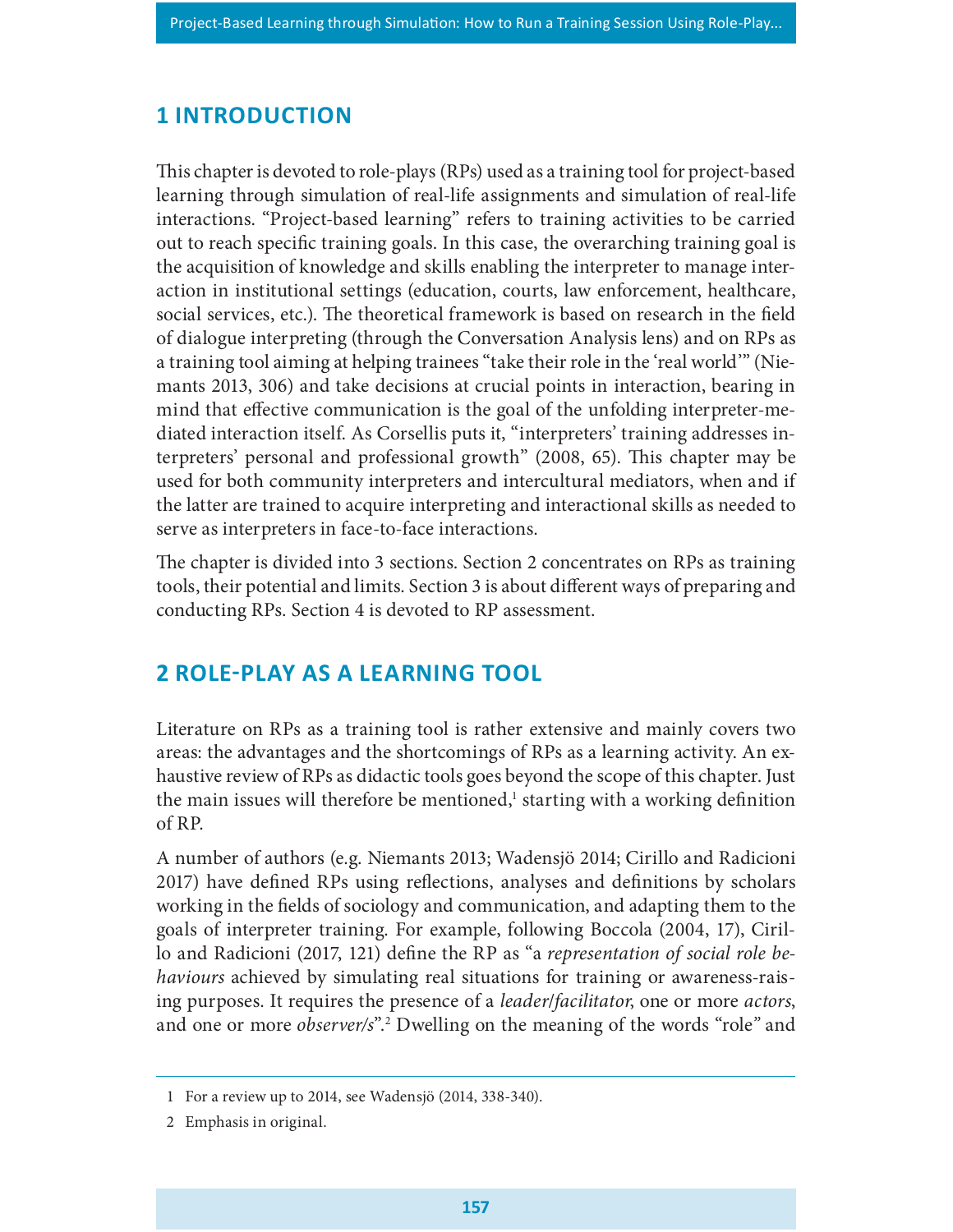# 1 INTRODUCTION

This chapter is devoted to role-plays (RPs) used as a training tool for project-based learning through simulation of real-life assignments and simulation of real-life interactions. "Project-based learning" refers to training activities to be carried out to reach specific training goals. In this case, the overarching training goal is the acquisition of knowledge and skills enabling the interpreter to manage interaction in institutional settings (education, courts, law enforcement, healthcare, social services, etc.). The theoretical framework is based on research in the field of dialogue interpreting (through the Conversation Analysis lens) and on RPs as a training tool aiming at helping trainees "take their role in the 'real world'" (Niemants 2013, 306) and take decisions at crucial points in interaction, bearing in mind that effective communication is the goal of the unfolding interpreter-mediated interaction itself. As Corsellis puts it, "interpreters' training addresses interpreters' personal and professional growth" (2008, 65). This chapter may be used for both community interpreters and intercultural mediators, when and if the latter are trained to acquire interpreting and interactional skills as needed to serve as interpreters in face-to-face interactions.

The chapter is divided into 3 sections. Section 2 concentrates on RPs as training tools, their potential and limits. Section 3 is about different ways of preparing and conducting RPs. Section 4 is devoted to RP assessment.

# 2 ROLE-PLAY AS A LEARNING TOOL

Literature on RPs as a training tool is rather extensive and mainly covers two areas: the advantages and the shortcomings of RPs as a learning activity. An exhaustive review of RPs as didactic tools goes beyond the scope of this chapter. Just the main issues will therefore be mentioned,[1] starting with a working definition of RP.

A number of authors (e.g. Niemants 2013; Wadensjö 2014; Cirillo and Radicioni 2017) have defined RPs using reflections, analyses and definitions by scholars working in the fields of sociology and communication, and adapting them to the goals of interpreter training. For example, following Boccola (2004, 17), Cirillo and Radicioni (2017, 121) define the RP as "a *representation of social role behaviours* achieved by simulating real situations for training or awareness-raising purposes. It requires the presence of a *leader/facilitator*, one or more *actors*, and one or more *observer/s*".[2] Dwelling on the meaning of the words "role" and

---

1 For a review up to 2014, see Wadensjö (2014, 338-340).

2 Emphasis in original.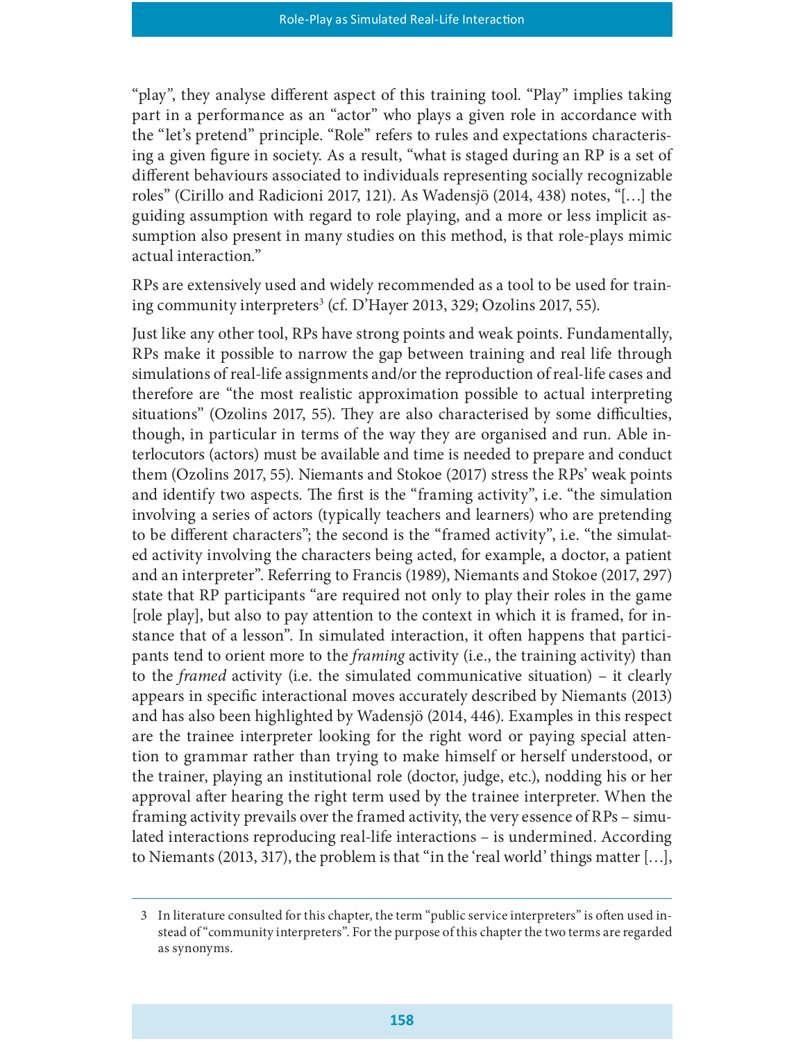"play", they analyse different aspect of this training tool. "Play" implies taking part in a performance as an "actor" who plays a given role in accordance with the "let's pretend" principle. "Role" refers to rules and expectations characterising a given figure in society. As a result, "what is staged during an RP is a set of different behaviours associated to individuals representing socially recognizable roles" (Cirillo and Radicioni 2017, 121). As Wadensjö (2014, 438) notes, "[…] the guiding assumption with regard to role playing, and a more or less implicit assumption also present in many studies on this method, is that role-plays mimic actual interaction."

RPs are extensively used and widely recommended as a tool to be used for training community interpreters[3] (cf. D'Hayer 2013, 329; Ozolins 2017, 55).

Just like any other tool, RPs have strong points and weak points. Fundamentally, RPs make it possible to narrow the gap between training and real life through simulations of real-life assignments and/or the reproduction of real-life cases and therefore are "the most realistic approximation possible to actual interpreting situations" (Ozolins 2017, 55). They are also characterised by some difficulties, though, in particular in terms of the way they are organised and run. Able interlocutors (actors) must be available and time is needed to prepare and conduct them (Ozolins 2017, 55). Niemants and Stokoe (2017) stress the RPs' weak points and identify two aspects. The first is the "framing activity", i.e. "the simulation involving a series of actors (typically teachers and learners) who are pretending to be different characters"; the second is the "framed activity", i.e. "the simulated activity involving the characters being acted, for example, a doctor, a patient and an interpreter". Referring to Francis (1989), Niemants and Stokoe (2017, 297) state that RP participants "are required not only to play their roles in the game [role play], but also to pay attention to the context in which it is framed, for instance that of a lesson". In simulated interaction, it often happens that participants tend to orient more to the *framing* activity (i.e., the training activity) than to the *framed* activity (i.e. the simulated communicative situation) – it clearly appears in specific interactional moves accurately described by Niemants (2013) and has also been highlighted by Wadensjö (2014, 446). Examples in this respect are the trainee interpreter looking for the right word or paying special attention to grammar rather than trying to make himself or herself understood, or the trainer, playing an institutional role (doctor, judge, etc.), nodding his or her approval after hearing the right term used by the trainee interpreter. When the framing activity prevails over the framed activity, the very essence of RPs – simulated interactions reproducing real-life interactions – is undermined. According to Niemants (2013, 317), the problem is that "in the 'real world' things matter […],

---

3 In literature consulted for this chapter, the term "public service interpreters" is often used instead of "community interpreters". For the purpose of this chapter the two terms are regarded as synonyms.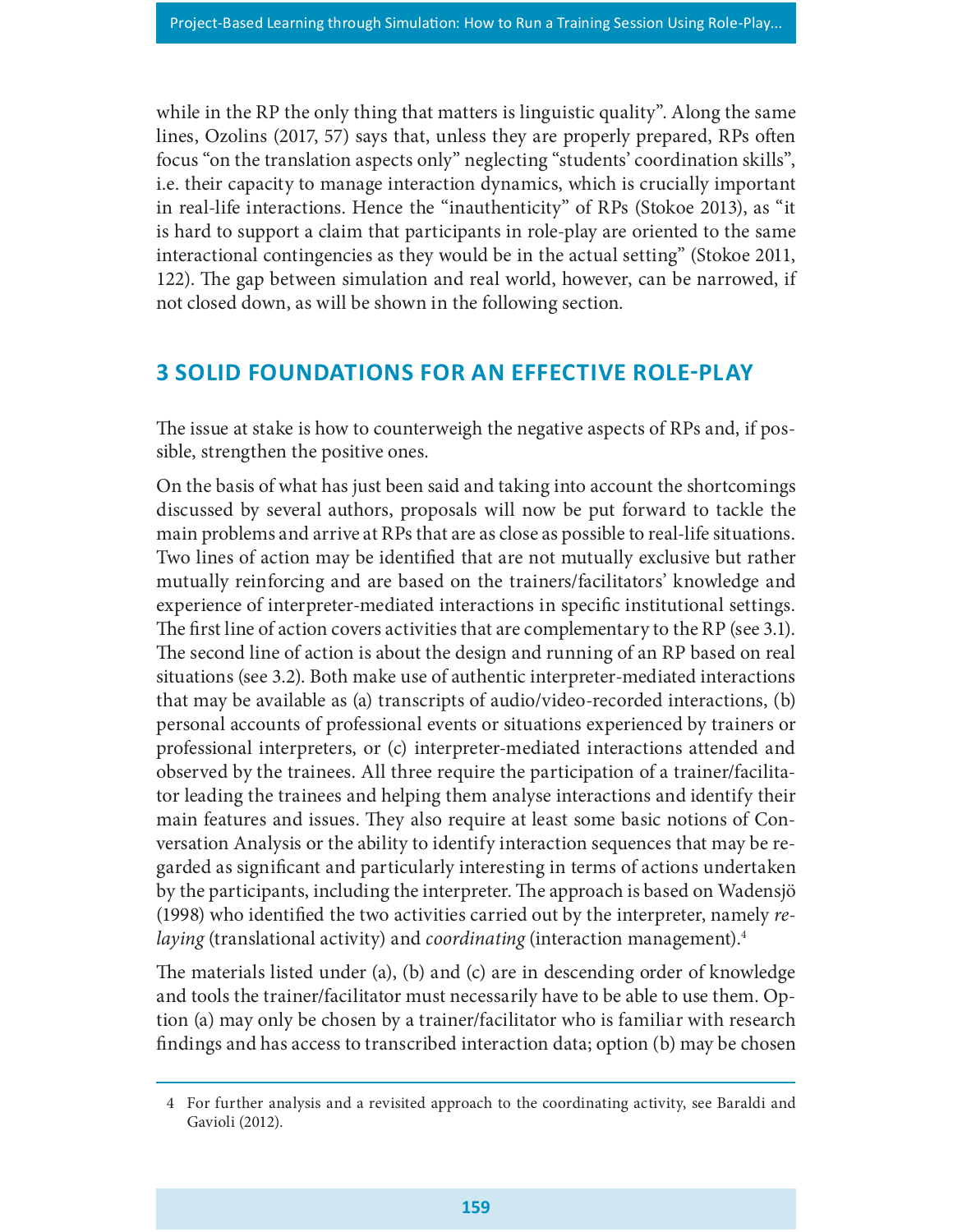while in the RP the only thing that matters is linguistic quality". Along the same lines, Ozolins (2017, 57) says that, unless they are properly prepared, RPs often focus "on the translation aspects only" neglecting "students' coordination skills", i.e. their capacity to manage interaction dynamics, which is crucially important in real-life interactions. Hence the "inauthenticity" of RPs (Stokoe 2013), as "it is hard to support a claim that participants in role-play are oriented to the same interactional contingencies as they would be in the actual setting" (Stokoe 2011, 122). The gap between simulation and real world, however, can be narrowed, if not closed down, as will be shown in the following section.

## 3 SOLID FOUNDATIONS FOR AN EFFECTIVE ROLE-PLAY

The issue at stake is how to counterweigh the negative aspects of RPs and, if possible, strengthen the positive ones.

On the basis of what has just been said and taking into account the shortcomings discussed by several authors, proposals will now be put forward to tackle the main problems and arrive at RPs that are as close as possible to real-life situations. Two lines of action may be identified that are not mutually exclusive but rather mutually reinforcing and are based on the trainers/facilitators' knowledge and experience of interpreter-mediated interactions in specific institutional settings. The first line of action covers activities that are complementary to the RP (see 3.1). The second line of action is about the design and running of an RP based on real situations (see 3.2). Both make use of authentic interpreter-mediated interactions that may be available as (a) transcripts of audio/video-recorded interactions, (b) personal accounts of professional events or situations experienced by trainers or professional interpreters, or (c) interpreter-mediated interactions attended and observed by the trainees. All three require the participation of a trainer/facilitator leading the trainees and helping them analyse interactions and identify their main features and issues. They also require at least some basic notions of Conversation Analysis or the ability to identify interaction sequences that may be regarded as significant and particularly interesting in terms of actions undertaken by the participants, including the interpreter. The approach is based on Wadensjö (1998) who identified the two activities carried out by the interpreter, namely *relaying* (translational activity) and *coordinating* (interaction management).[4]

The materials listed under (a), (b) and (c) are in descending order of knowledge and tools the trainer/facilitator must necessarily have to be able to use them. Option (a) may only be chosen by a trainer/facilitator who is familiar with research findings and has access to transcribed interaction data; option (b) may be chosen

---

4 For further analysis and a revisited approach to the coordinating activity, see Baraldi and Gavioli (2012).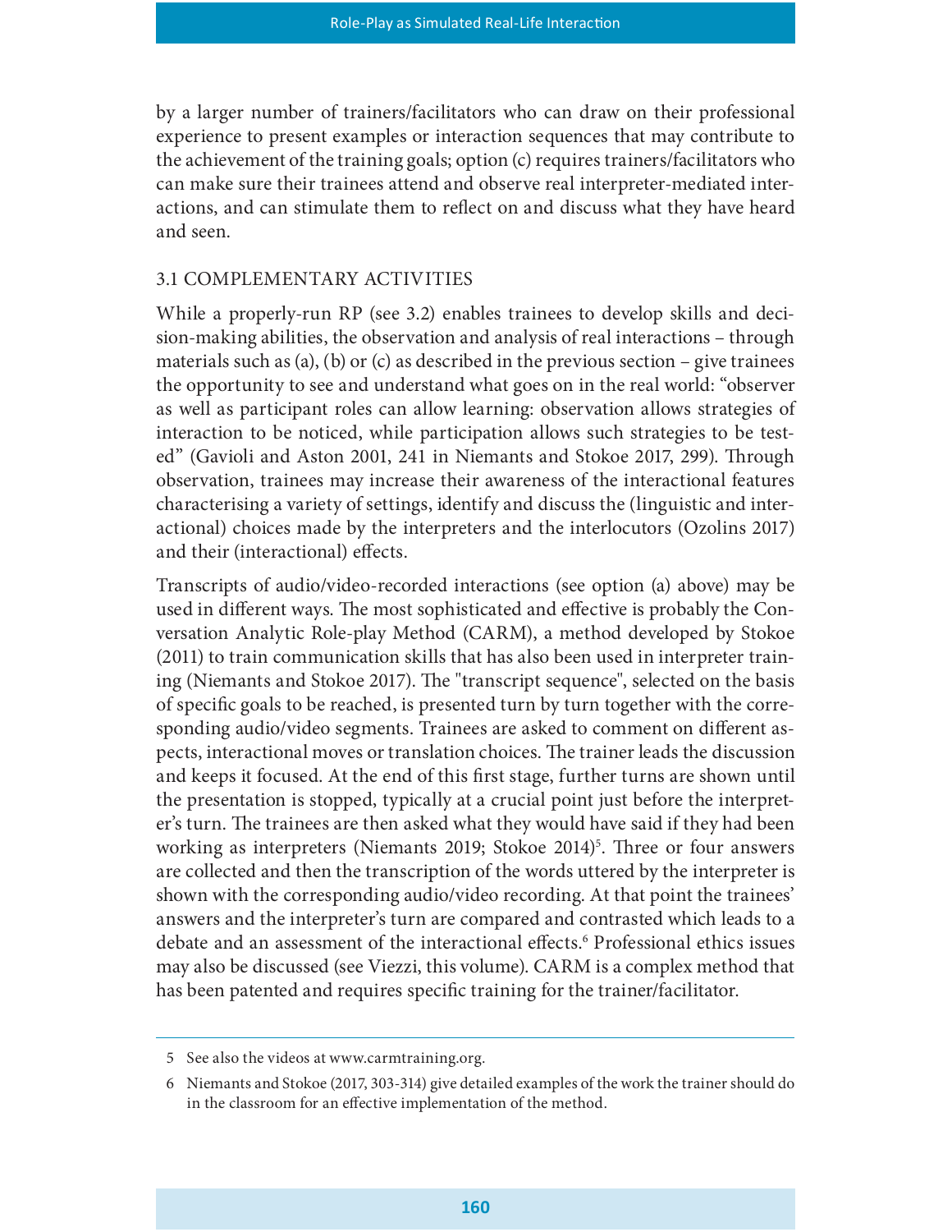by a larger number of trainers/facilitators who can draw on their professional experience to present examples or interaction sequences that may contribute to the achievement of the training goals; option (c) requires trainers/facilitators who can make sure their trainees attend and observe real interpreter-mediated interactions, and can stimulate them to reflect on and discuss what they have heard and seen.

## 3.1 COMPLEMENTARY ACTIVITIES

While a properly-run RP (see 3.2) enables trainees to develop skills and decision-making abilities, the observation and analysis of real interactions – through materials such as (a), (b) or (c) as described in the previous section – give trainees the opportunity to see and understand what goes on in the real world: "observer as well as participant roles can allow learning: observation allows strategies of interaction to be noticed, while participation allows such strategies to be tested" (Gavioli and Aston 2001, 241 in Niemants and Stokoe 2017, 299). Through observation, trainees may increase their awareness of the interactional features characterising a variety of settings, identify and discuss the (linguistic and interactional) choices made by the interpreters and the interlocutors (Ozolins 2017) and their (interactional) effects.

Transcripts of audio/video-recorded interactions (see option (a) above) may be used in different ways. The most sophisticated and effective is probably the Conversation Analytic Role-play Method (CARM), a method developed by Stokoe (2011) to train communication skills that has also been used in interpreter training (Niemants and Stokoe 2017). The "transcript sequence", selected on the basis of specific goals to be reached, is presented turn by turn together with the corresponding audio/video segments. Trainees are asked to comment on different aspects, interactional moves or translation choices. The trainer leads the discussion and keeps it focused. At the end of this first stage, further turns are shown until the presentation is stopped, typically at a crucial point just before the interpreter's turn. The trainees are then asked what they would have said if they had been working as interpreters (Niemants 2019; Stokoe 2014)[5]. Three or four answers are collected and then the transcription of the words uttered by the interpreter is shown with the corresponding audio/video recording. At that point the trainees' answers and the interpreter's turn are compared and contrasted which leads to a debate and an assessment of the interactional effects.[6] Professional ethics issues may also be discussed (see Viezzi, this volume). CARM is a complex method that has been patented and requires specific training for the trainer/facilitator.

---

5 See also the videos at www.carmtraining.org.

6 Niemants and Stokoe (2017, 303-314) give detailed examples of the work the trainer should do in the classroom for an effective implementation of the method.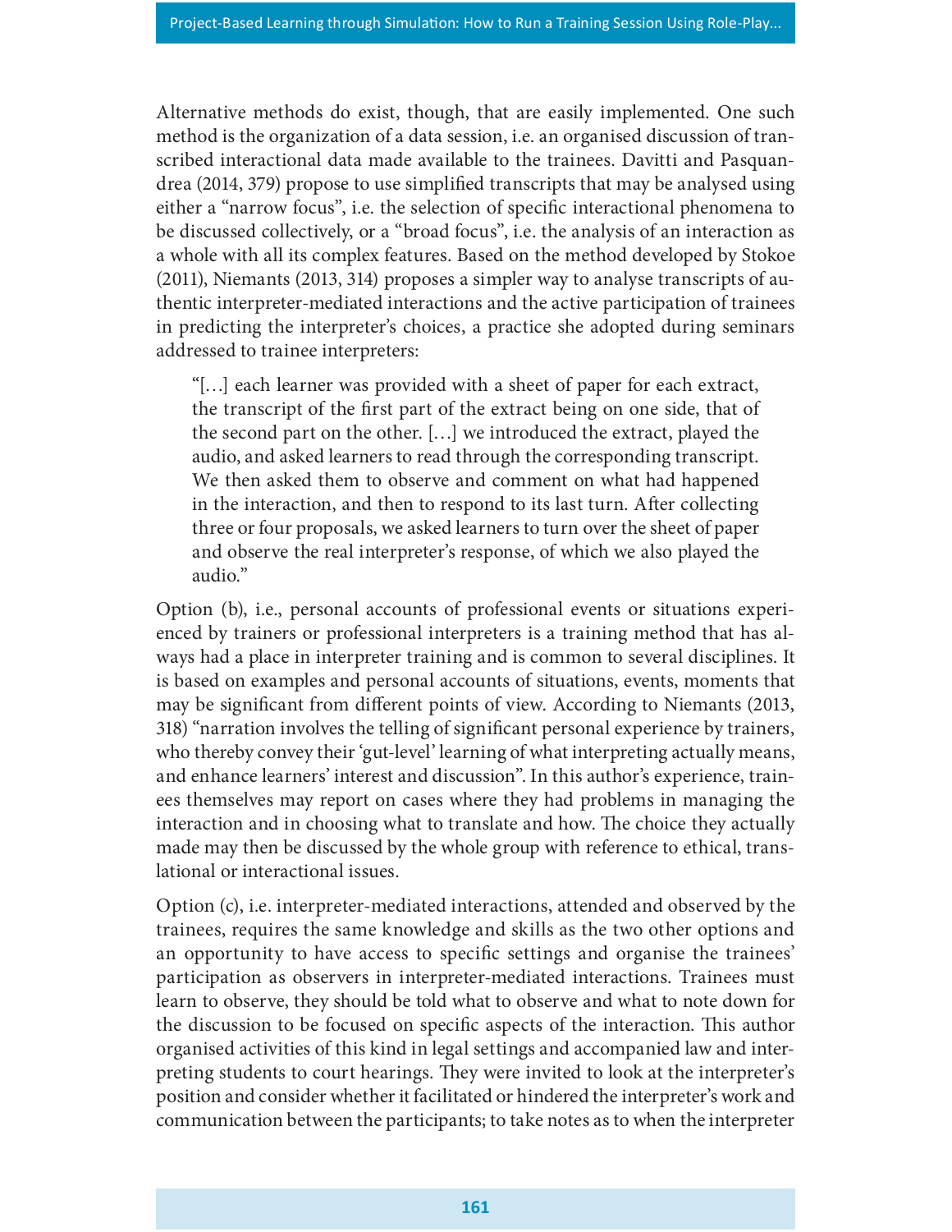Alternative methods do exist, though, that are easily implemented. One such method is the organization of a data session, i.e. an organised discussion of transcribed interactional data made available to the trainees. Davitti and Pasquandrea (2014, 379) propose to use simplified transcripts that may be analysed using either a "narrow focus", i.e. the selection of specific interactional phenomena to be discussed collectively, or a "broad focus", i.e. the analysis of an interaction as a whole with all its complex features. Based on the method developed by Stokoe (2011), Niemants (2013, 314) proposes a simpler way to analyse transcripts of authentic interpreter-mediated interactions and the active participation of trainees in predicting the interpreter's choices, a practice she adopted during seminars addressed to trainee interpreters:

> "[…] each learner was provided with a sheet of paper for each extract, the transcript of the first part of the extract being on one side, that of the second part on the other. […] we introduced the extract, played the audio, and asked learners to read through the corresponding transcript. We then asked them to observe and comment on what had happened in the interaction, and then to respond to its last turn. After collecting three or four proposals, we asked learners to turn over the sheet of paper and observe the real interpreter's response, of which we also played the audio."

Option (b), i.e., personal accounts of professional events or situations experienced by trainers or professional interpreters is a training method that has always had a place in interpreter training and is common to several disciplines. It is based on examples and personal accounts of situations, events, moments that may be significant from different points of view. According to Niemants (2013, 318) "narration involves the telling of significant personal experience by trainers, who thereby convey their 'gut-level' learning of what interpreting actually means, and enhance learners' interest and discussion". In this author's experience, trainees themselves may report on cases where they had problems in managing the interaction and in choosing what to translate and how. The choice they actually made may then be discussed by the whole group with reference to ethical, translational or interactional issues.

Option (c), i.e. interpreter-mediated interactions, attended and observed by the trainees, requires the same knowledge and skills as the two other options and an opportunity to have access to specific settings and organise the trainees' participation as observers in interpreter-mediated interactions. Trainees must learn to observe, they should be told what to observe and what to note down for the discussion to be focused on specific aspects of the interaction. This author organised activities of this kind in legal settings and accompanied law and interpreting students to court hearings. They were invited to look at the interpreter's position and consider whether it facilitated or hindered the interpreter's work and communication between the participants; to take notes as to when the interpreter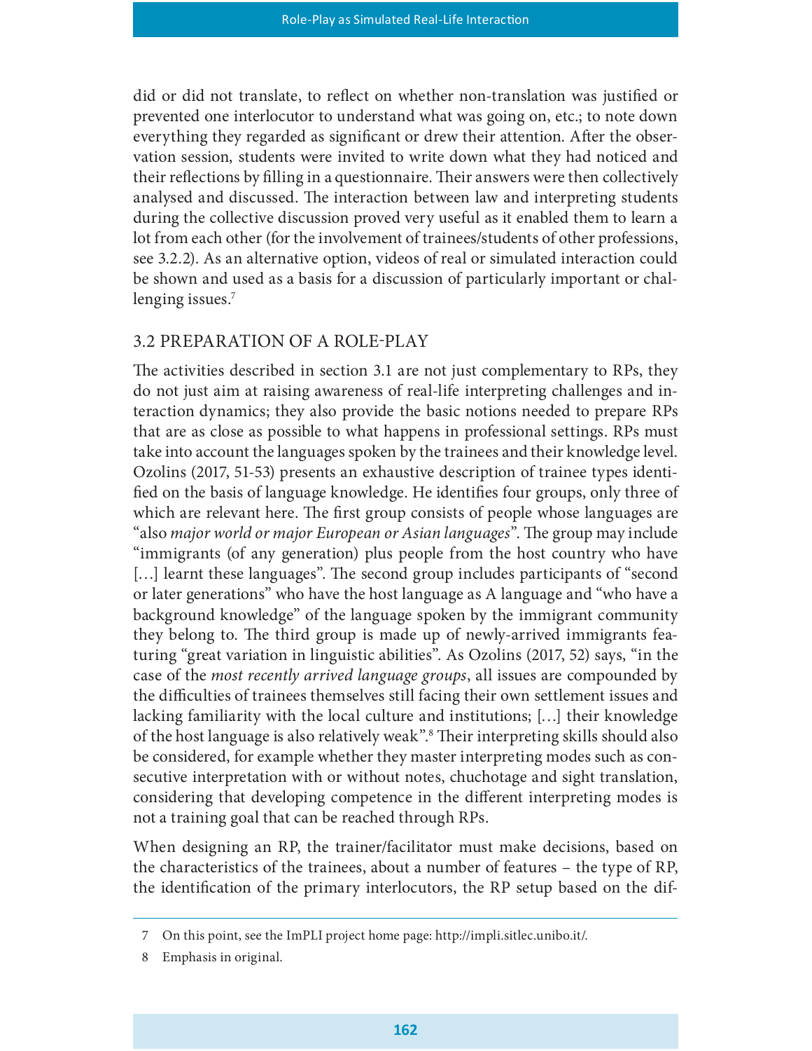did or did not translate, to reflect on whether non-translation was justified or prevented one interlocutor to understand what was going on, etc.; to note down everything they regarded as significant or drew their attention. After the observation session, students were invited to write down what they had noticed and their reflections by filling in a questionnaire. Their answers were then collectively analysed and discussed. The interaction between law and interpreting students during the collective discussion proved very useful as it enabled them to learn a lot from each other (for the involvement of trainees/students of other professions, see 3.2.2). As an alternative option, videos of real or simulated interaction could be shown and used as a basis for a discussion of particularly important or challenging issues.[7]

## 3.2 PREPARATION OF A ROLE-PLAY

The activities described in section 3.1 are not just complementary to RPs, they do not just aim at raising awareness of real-life interpreting challenges and interaction dynamics; they also provide the basic notions needed to prepare RPs that are as close as possible to what happens in professional settings. RPs must take into account the languages spoken by the trainees and their knowledge level. Ozolins (2017, 51-53) presents an exhaustive description of trainee types identified on the basis of language knowledge. He identifies four groups, only three of which are relevant here. The first group consists of people whose languages are "also *major world or major European or Asian languages*". The group may include "immigrants (of any generation) plus people from the host country who have […] learnt these languages". The second group includes participants of "second or later generations" who have the host language as A language and "who have a background knowledge" of the language spoken by the immigrant community they belong to. The third group is made up of newly-arrived immigrants featuring "great variation in linguistic abilities". As Ozolins (2017, 52) says, "in the case of the *most recently arrived language groups*, all issues are compounded by the difficulties of trainees themselves still facing their own settlement issues and lacking familiarity with the local culture and institutions; […] their knowledge of the host language is also relatively weak".[8] Their interpreting skills should also be considered, for example whether they master interpreting modes such as consecutive interpretation with or without notes, chuchotage and sight translation, considering that developing competence in the different interpreting modes is not a training goal that can be reached through RPs.

When designing an RP, the trainer/facilitator must make decisions, based on the characteristics of the trainees, about a number of features – the type of RP, the identification of the primary interlocutors, the RP setup based on the dif-

---

7 On this point, see the ImPLI project home page: http://impli.sitlec.unibo.it/.

8 Emphasis in original.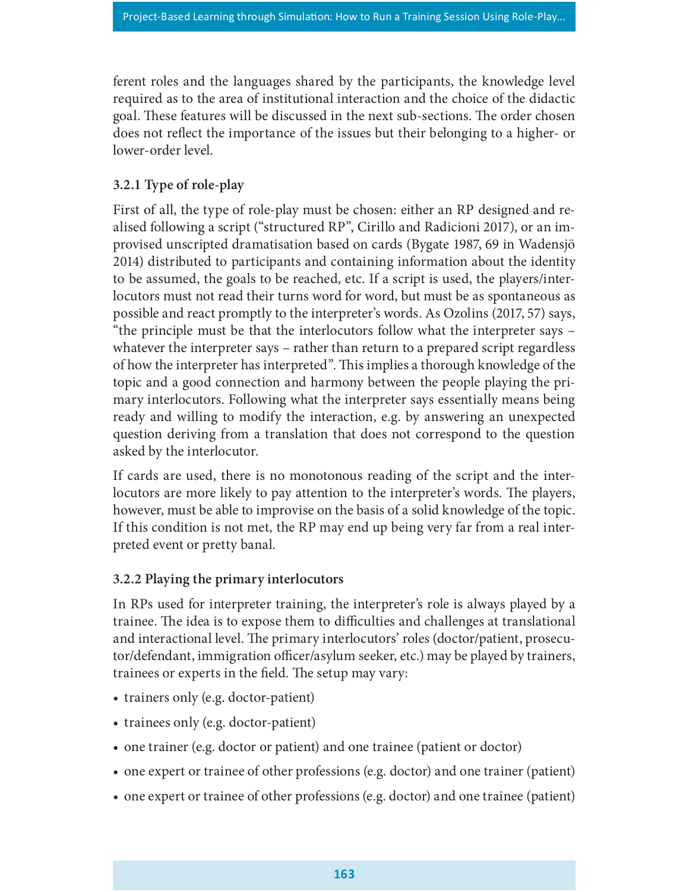ferent roles and the languages shared by the participants, the knowledge level required as to the area of institutional interaction and the choice of the didactic goal. These features will be discussed in the next sub-sections. The order chosen does not reflect the importance of the issues but their belonging to a higher- or lower-order level.

### 3.2.1 Type of role-play

First of all, the type of role-play must be chosen: either an RP designed and realised following a script ("structured RP", Cirillo and Radicioni 2017), or an improvised unscripted dramatisation based on cards (Bygate 1987, 69 in Wadensjö 2014) distributed to participants and containing information about the identity to be assumed, the goals to be reached, etc. If a script is used, the players/interlocutors must not read their turns word for word, but must be as spontaneous as possible and react promptly to the interpreter's words. As Ozolins (2017, 57) says, "the principle must be that the interlocutors follow what the interpreter says – whatever the interpreter says – rather than return to a prepared script regardless of how the interpreter has interpreted". This implies a thorough knowledge of the topic and a good connection and harmony between the people playing the primary interlocutors. Following what the interpreter says essentially means being ready and willing to modify the interaction, e.g. by answering an unexpected question deriving from a translation that does not correspond to the question asked by the interlocutor.

If cards are used, there is no monotonous reading of the script and the interlocutors are more likely to pay attention to the interpreter's words. The players, however, must be able to improvise on the basis of a solid knowledge of the topic. If this condition is not met, the RP may end up being very far from a real interpreted event or pretty banal.

### 3.2.2 Playing the primary interlocutors

In RPs used for interpreter training, the interpreter's role is always played by a trainee. The idea is to expose them to difficulties and challenges at translational and interactional level. The primary interlocutors' roles (doctor/patient, prosecutor/defendant, immigration officer/asylum seeker, etc.) may be played by trainers, trainees or experts in the field. The setup may vary:

- trainers only (e.g. doctor-patient)
- trainees only (e.g. doctor-patient)
- one trainer (e.g. doctor or patient) and one trainee (patient or doctor)
- one expert or trainee of other professions (e.g. doctor) and one trainer (patient)
- one expert or trainee of other professions (e.g. doctor) and one trainee (patient)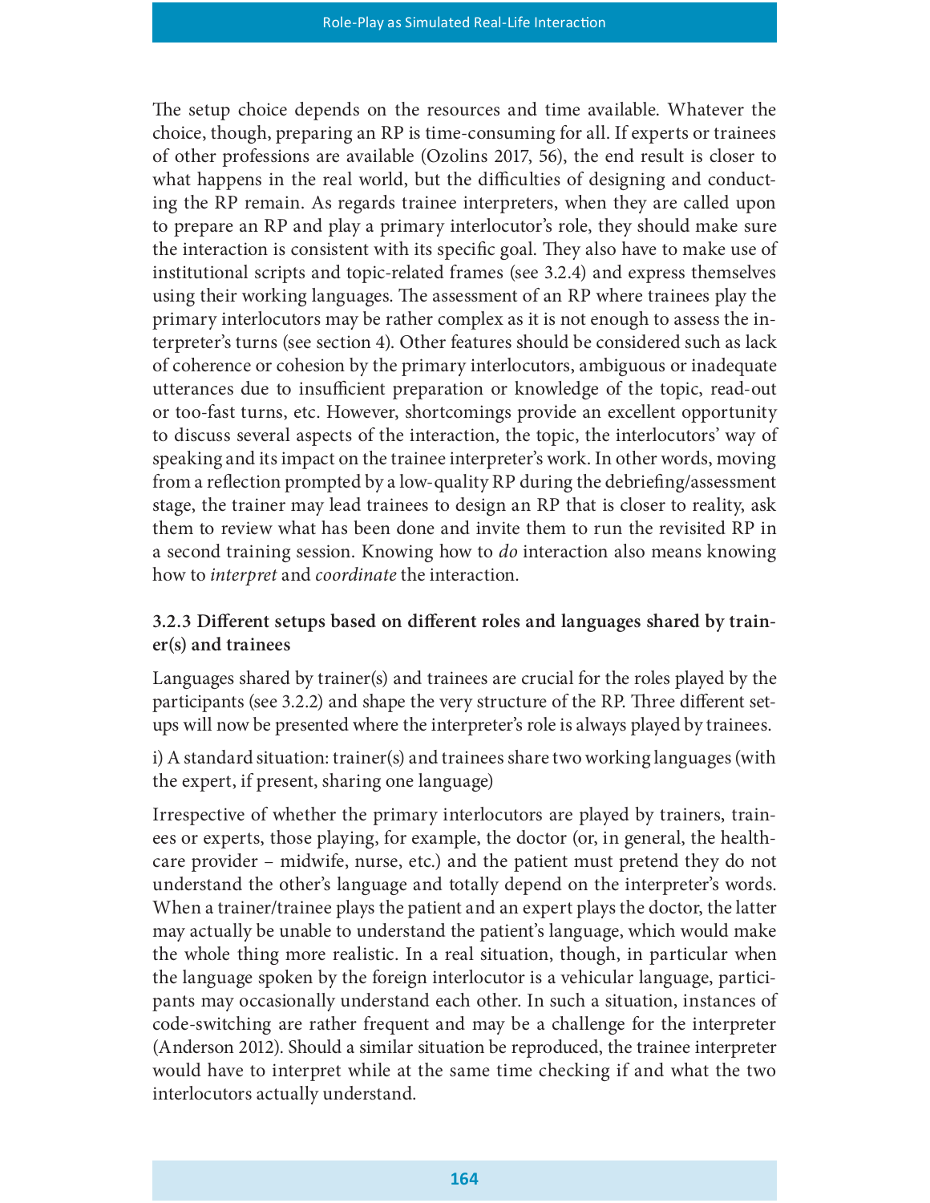The setup choice depends on the resources and time available. Whatever the choice, though, preparing an RP is time-consuming for all. If experts or trainees of other professions are available (Ozolins 2017, 56), the end result is closer to what happens in the real world, but the difficulties of designing and conducting the RP remain. As regards trainee interpreters, when they are called upon to prepare an RP and play a primary interlocutor's role, they should make sure the interaction is consistent with its specific goal. They also have to make use of institutional scripts and topic-related frames (see 3.2.4) and express themselves using their working languages. The assessment of an RP where trainees play the primary interlocutors may be rather complex as it is not enough to assess the interpreter's turns (see section 4). Other features should be considered such as lack of coherence or cohesion by the primary interlocutors, ambiguous or inadequate utterances due to insufficient preparation or knowledge of the topic, read-out or too-fast turns, etc. However, shortcomings provide an excellent opportunity to discuss several aspects of the interaction, the topic, the interlocutors' way of speaking and its impact on the trainee interpreter's work. In other words, moving from a reflection prompted by a low-quality RP during the debriefing/assessment stage, the trainer may lead trainees to design an RP that is closer to reality, ask them to review what has been done and invite them to run the revisited RP in a second training session. Knowing how to *do* interaction also means knowing how to *interpret* and *coordinate* the interaction.

### 3.2.3 Different setups based on different roles and languages shared by trainer(s) and trainees

Languages shared by trainer(s) and trainees are crucial for the roles played by the participants (see 3.2.2) and shape the very structure of the RP. Three different setups will now be presented where the interpreter's role is always played by trainees.

i) A standard situation: trainer(s) and trainees share two working languages (with the expert, if present, sharing one language)

Irrespective of whether the primary interlocutors are played by trainers, trainees or experts, those playing, for example, the doctor (or, in general, the healthcare provider – midwife, nurse, etc.) and the patient must pretend they do not understand the other's language and totally depend on the interpreter's words. When a trainer/trainee plays the patient and an expert plays the doctor, the latter may actually be unable to understand the patient's language, which would make the whole thing more realistic. In a real situation, though, in particular when the language spoken by the foreign interlocutor is a vehicular language, participants may occasionally understand each other. In such a situation, instances of code-switching are rather frequent and may be a challenge for the interpreter (Anderson 2012). Should a similar situation be reproduced, the trainee interpreter would have to interpret while at the same time checking if and what the two interlocutors actually understand.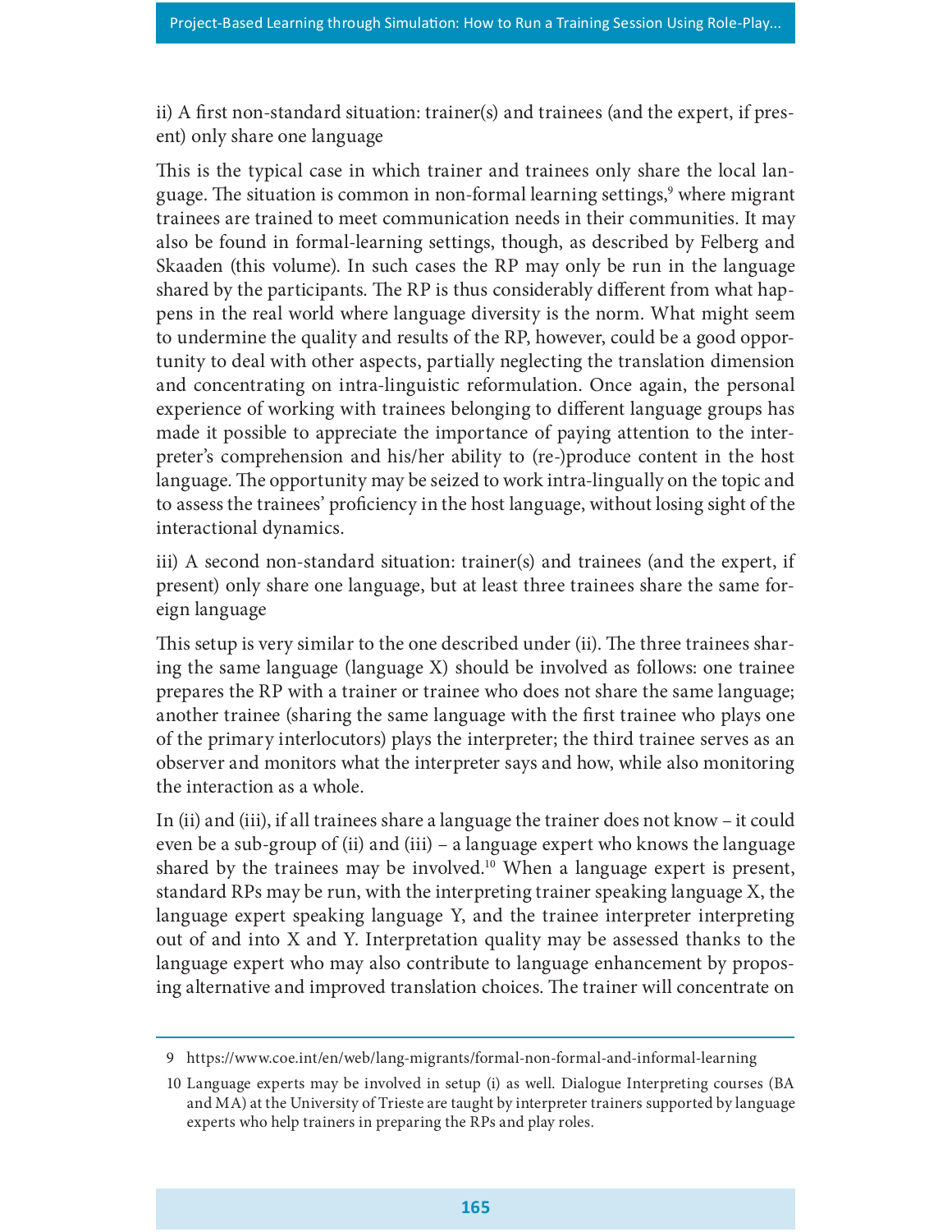ii) A first non-standard situation: trainer(s) and trainees (and the expert, if present) only share one language

This is the typical case in which trainer and trainees only share the local language. The situation is common in non-formal learning settings,[9] where migrant trainees are trained to meet communication needs in their communities. It may also be found in formal-learning settings, though, as described by Felberg and Skaaden (this volume). In such cases the RP may only be run in the language shared by the participants. The RP is thus considerably different from what happens in the real world where language diversity is the norm. What might seem to undermine the quality and results of the RP, however, could be a good opportunity to deal with other aspects, partially neglecting the translation dimension and concentrating on intra-linguistic reformulation. Once again, the personal experience of working with trainees belonging to different language groups has made it possible to appreciate the importance of paying attention to the interpreter's comprehension and his/her ability to (re-)produce content in the host language. The opportunity may be seized to work intra-lingually on the topic and to assess the trainees' proficiency in the host language, without losing sight of the interactional dynamics.

iii) A second non-standard situation: trainer(s) and trainees (and the expert, if present) only share one language, but at least three trainees share the same foreign language

This setup is very similar to the one described under (ii). The three trainees sharing the same language (language X) should be involved as follows: one trainee prepares the RP with a trainer or trainee who does not share the same language; another trainee (sharing the same language with the first trainee who plays one of the primary interlocutors) plays the interpreter; the third trainee serves as an observer and monitors what the interpreter says and how, while also monitoring the interaction as a whole.

In (ii) and (iii), if all trainees share a language the trainer does not know – it could even be a sub-group of (ii) and (iii) – a language expert who knows the language shared by the trainees may be involved.[10] When a language expert is present, standard RPs may be run, with the interpreting trainer speaking language X, the language expert speaking language Y, and the trainee interpreter interpreting out of and into X and Y. Interpretation quality may be assessed thanks to the language expert who may also contribute to language enhancement by proposing alternative and improved translation choices. The trainer will concentrate on

---

9 https://www.coe.int/en/web/lang-migrants/formal-non-formal-and-informal-learning

10 Language experts may be involved in setup (i) as well. Dialogue Interpreting courses (BA and MA) at the University of Trieste are taught by interpreter trainers supported by language experts who help trainers in preparing the RPs and play roles.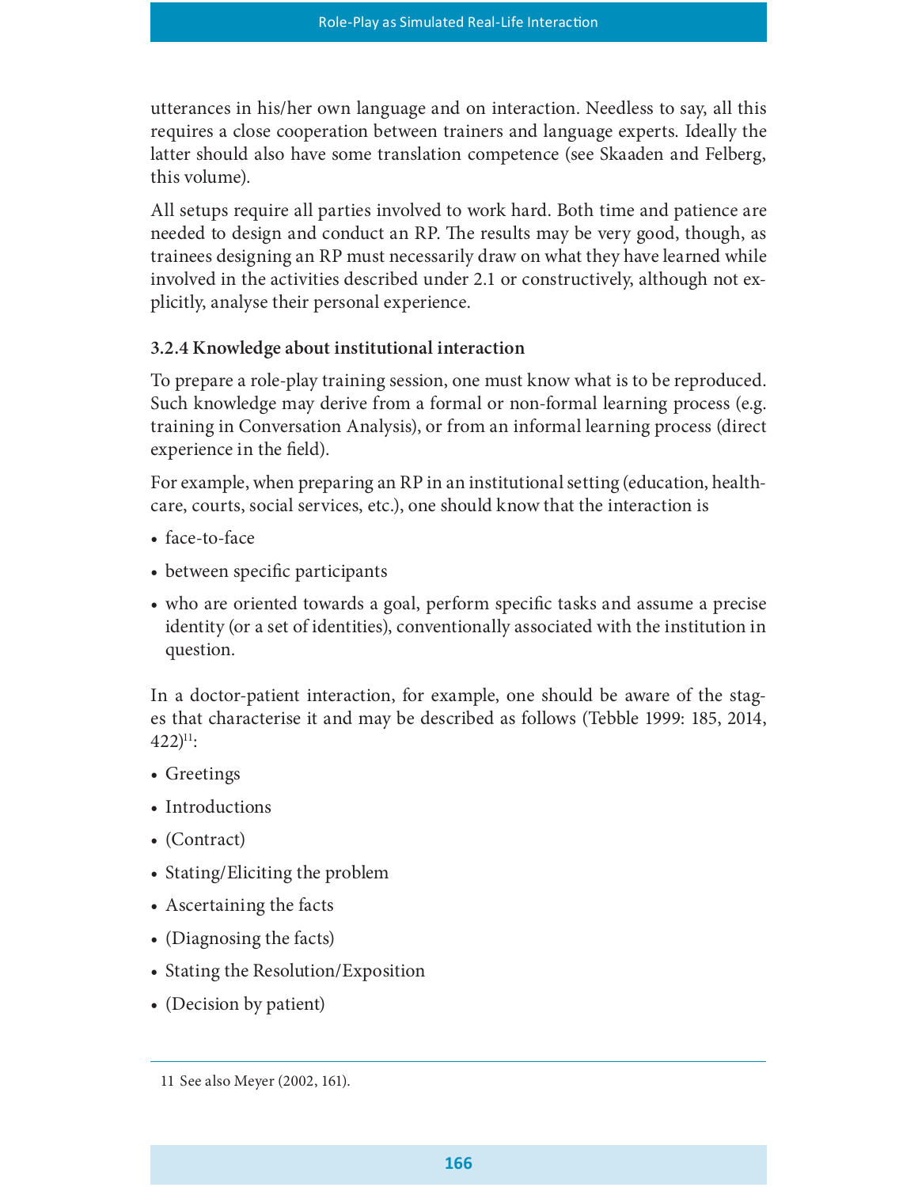utterances in his/her own language and on interaction. Needless to say, all this requires a close cooperation between trainers and language experts. Ideally the latter should also have some translation competence (see Skaaden and Felberg, this volume).

All setups require all parties involved to work hard. Both time and patience are needed to design and conduct an RP. The results may be very good, though, as trainees designing an RP must necessarily draw on what they have learned while involved in the activities described under 2.1 or constructively, although not explicitly, analyse their personal experience.

### 3.2.4 Knowledge about institutional interaction

To prepare a role-play training session, one must know what is to be reproduced. Such knowledge may derive from a formal or non-formal learning process (e.g. training in Conversation Analysis), or from an informal learning process (direct experience in the field).

For example, when preparing an RP in an institutional setting (education, healthcare, courts, social services, etc.), one should know that the interaction is

- face-to-face
- between specific participants
- who are oriented towards a goal, perform specific tasks and assume a precise identity (or a set of identities), conventionally associated with the institution in question.

In a doctor-patient interaction, for example, one should be aware of the stages that characterise it and may be described as follows (Tebble 1999: 185, 2014, 422)[11]:

- Greetings
- Introductions
- (Contract)
- Stating/Eliciting the problem
- Ascertaining the facts
- (Diagnosing the facts)
- Stating the Resolution/Exposition
- (Decision by patient)

11 See also Meyer (2002, 161).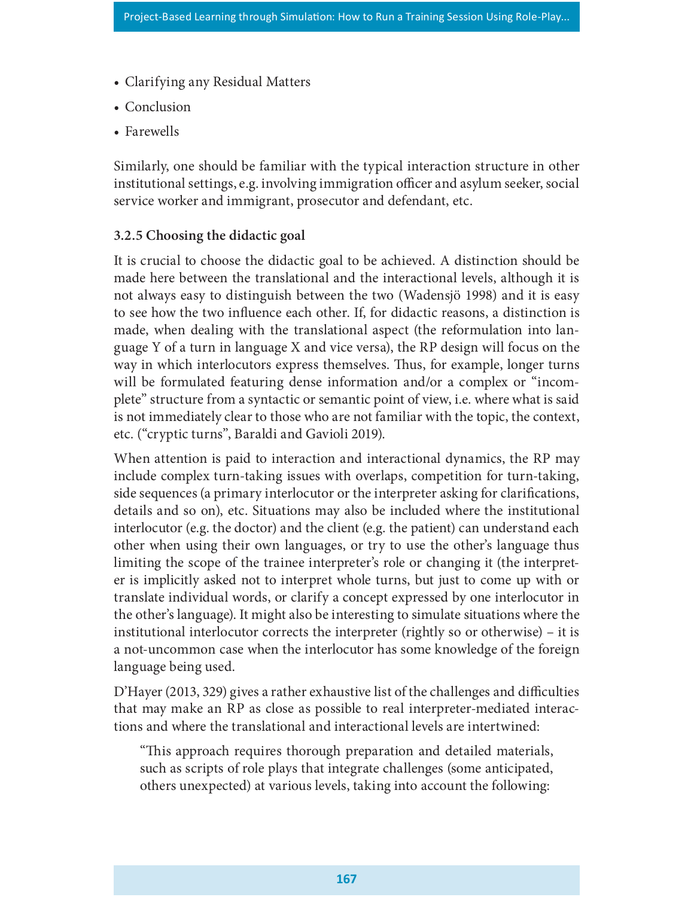- Clarifying any Residual Matters
- Conclusion
- Farewells

Similarly, one should be familiar with the typical interaction structure in other institutional settings, e.g. involving immigration officer and asylum seeker, social service worker and immigrant, prosecutor and defendant, etc.

### 3.2.5 Choosing the didactic goal

It is crucial to choose the didactic goal to be achieved. A distinction should be made here between the translational and the interactional levels, although it is not always easy to distinguish between the two (Wadensjö 1998) and it is easy to see how the two influence each other. If, for didactic reasons, a distinction is made, when dealing with the translational aspect (the reformulation into language Y of a turn in language X and vice versa), the RP design will focus on the way in which interlocutors express themselves. Thus, for example, longer turns will be formulated featuring dense information and/or a complex or "incomplete" structure from a syntactic or semantic point of view, i.e. where what is said is not immediately clear to those who are not familiar with the topic, the context, etc. ("cryptic turns", Baraldi and Gavioli 2019).

When attention is paid to interaction and interactional dynamics, the RP may include complex turn-taking issues with overlaps, competition for turn-taking, side sequences (a primary interlocutor or the interpreter asking for clarifications, details and so on), etc. Situations may also be included where the institutional interlocutor (e.g. the doctor) and the client (e.g. the patient) can understand each other when using their own languages, or try to use the other's language thus limiting the scope of the trainee interpreter's role or changing it (the interpreter is implicitly asked not to interpret whole turns, but just to come up with or translate individual words, or clarify a concept expressed by one interlocutor in the other's language). It might also be interesting to simulate situations where the institutional interlocutor corrects the interpreter (rightly so or otherwise) – it is a not-uncommon case when the interlocutor has some knowledge of the foreign language being used.

D'Hayer (2013, 329) gives a rather exhaustive list of the challenges and difficulties that may make an RP as close as possible to real interpreter-mediated interactions and where the translational and interactional levels are intertwined:

> "This approach requires thorough preparation and detailed materials, such as scripts of role plays that integrate challenges (some anticipated, others unexpected) at various levels, taking into account the following: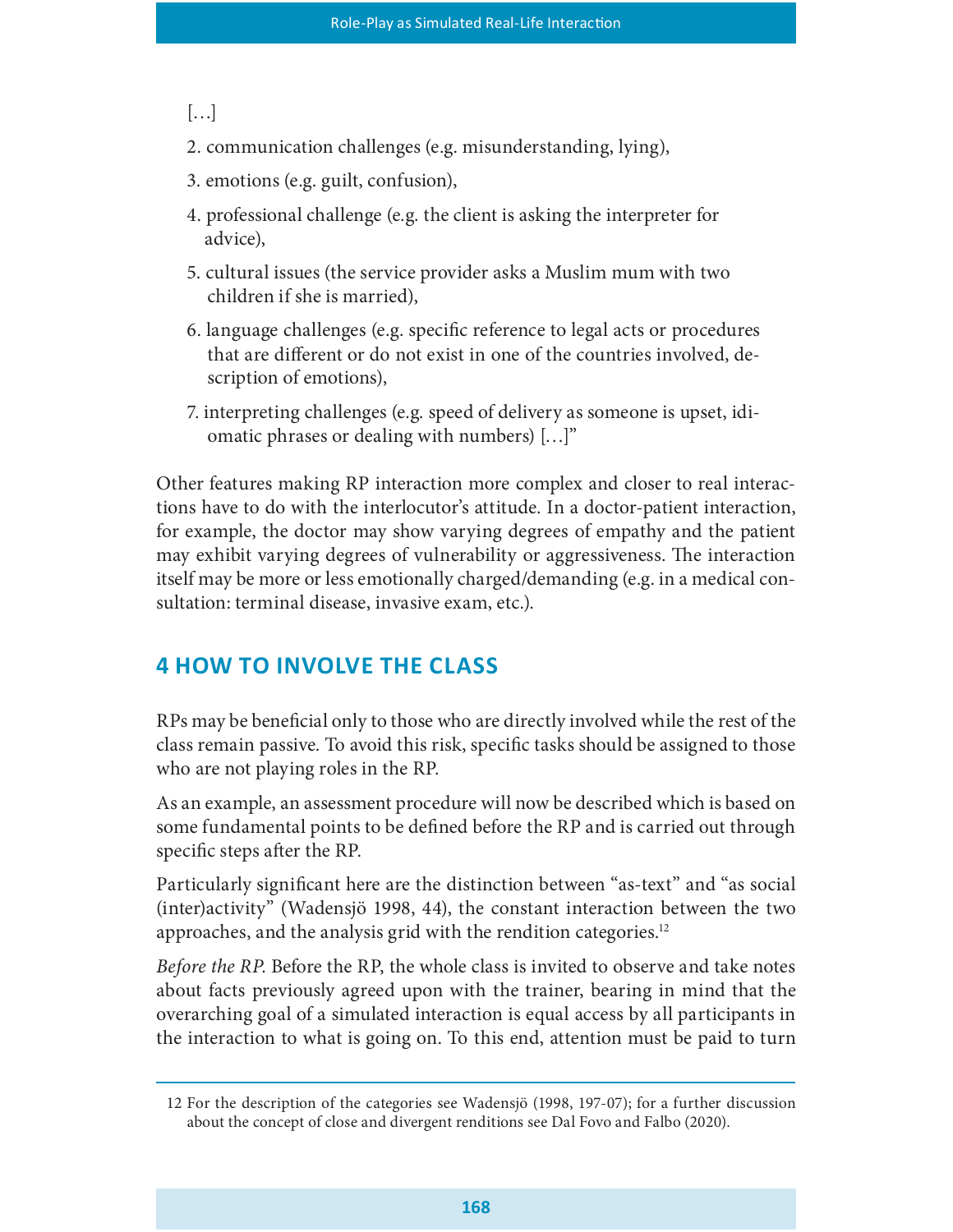[…]

2. communication challenges (e.g. misunderstanding, lying),
3. emotions (e.g. guilt, confusion),
4. professional challenge (e.g. the client is asking the interpreter for advice),
5. cultural issues (the service provider asks a Muslim mum with two children if she is married),
6. language challenges (e.g. specific reference to legal acts or procedures that are different or do not exist in one of the countries involved, description of emotions),
7. interpreting challenges (e.g. speed of delivery as someone is upset, idiomatic phrases or dealing with numbers) […]"

Other features making RP interaction more complex and closer to real interactions have to do with the interlocutor's attitude. In a doctor-patient interaction, for example, the doctor may show varying degrees of empathy and the patient may exhibit varying degrees of vulnerability or aggressiveness. The interaction itself may be more or less emotionally charged/demanding (e.g. in a medical consultation: terminal disease, invasive exam, etc.).

## 4 HOW TO INVOLVE THE CLASS

RPs may be beneficial only to those who are directly involved while the rest of the class remain passive. To avoid this risk, specific tasks should be assigned to those who are not playing roles in the RP.

As an example, an assessment procedure will now be described which is based on some fundamental points to be defined before the RP and is carried out through specific steps after the RP.

Particularly significant here are the distinction between "as-text" and "as social (inter)activity" (Wadensjö 1998, 44), the constant interaction between the two approaches, and the analysis grid with the rendition categories.[12]

*Before the RP.* Before the RP, the whole class is invited to observe and take notes about facts previously agreed upon with the trainer, bearing in mind that the overarching goal of a simulated interaction is equal access by all participants in the interaction to what is going on. To this end, attention must be paid to turn

---

12 For the description of the categories see Wadensjö (1998, 197-07); for a further discussion about the concept of close and divergent renditions see Dal Fovo and Falbo (2020).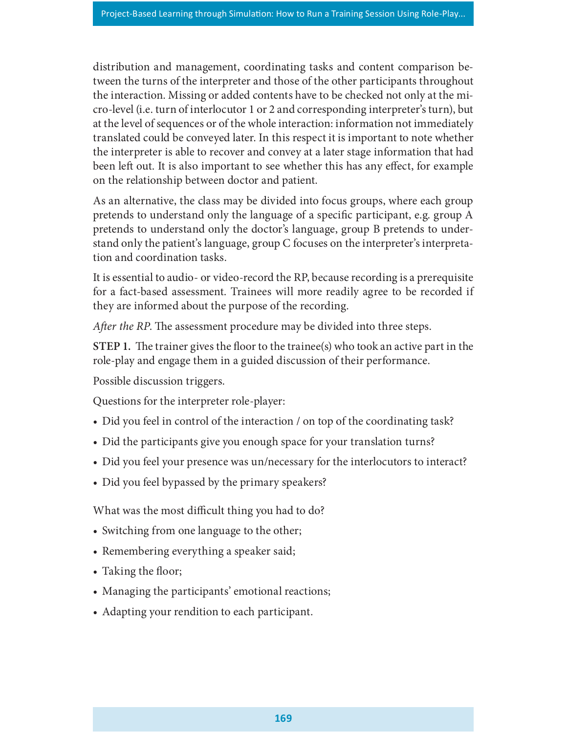distribution and management, coordinating tasks and content comparison between the turns of the interpreter and those of the other participants throughout the interaction. Missing or added contents have to be checked not only at the micro-level (i.e. turn of interlocutor 1 or 2 and corresponding interpreter's turn), but at the level of sequences or of the whole interaction: information not immediately translated could be conveyed later. In this respect it is important to note whether the interpreter is able to recover and convey at a later stage information that had been left out. It is also important to see whether this has any effect, for example on the relationship between doctor and patient.

As an alternative, the class may be divided into focus groups, where each group pretends to understand only the language of a specific participant, e.g. group A pretends to understand only the doctor's language, group B pretends to understand only the patient's language, group C focuses on the interpreter's interpretation and coordination tasks.

It is essential to audio- or video-record the RP, because recording is a prerequisite for a fact-based assessment. Trainees will more readily agree to be recorded if they are informed about the purpose of the recording.

*After the RP.* The assessment procedure may be divided into three steps.

**STEP 1.** The trainer gives the floor to the trainee(s) who took an active part in the role-play and engage them in a guided discussion of their performance.

Possible discussion triggers.

Questions for the interpreter role-player:

- Did you feel in control of the interaction / on top of the coordinating task?
- Did the participants give you enough space for your translation turns?
- Did you feel your presence was un/necessary for the interlocutors to interact?
- Did you feel bypassed by the primary speakers?

What was the most difficult thing you had to do?

- Switching from one language to the other;
- Remembering everything a speaker said;
- Taking the floor;
- Managing the participants' emotional reactions;
- Adapting your rendition to each participant.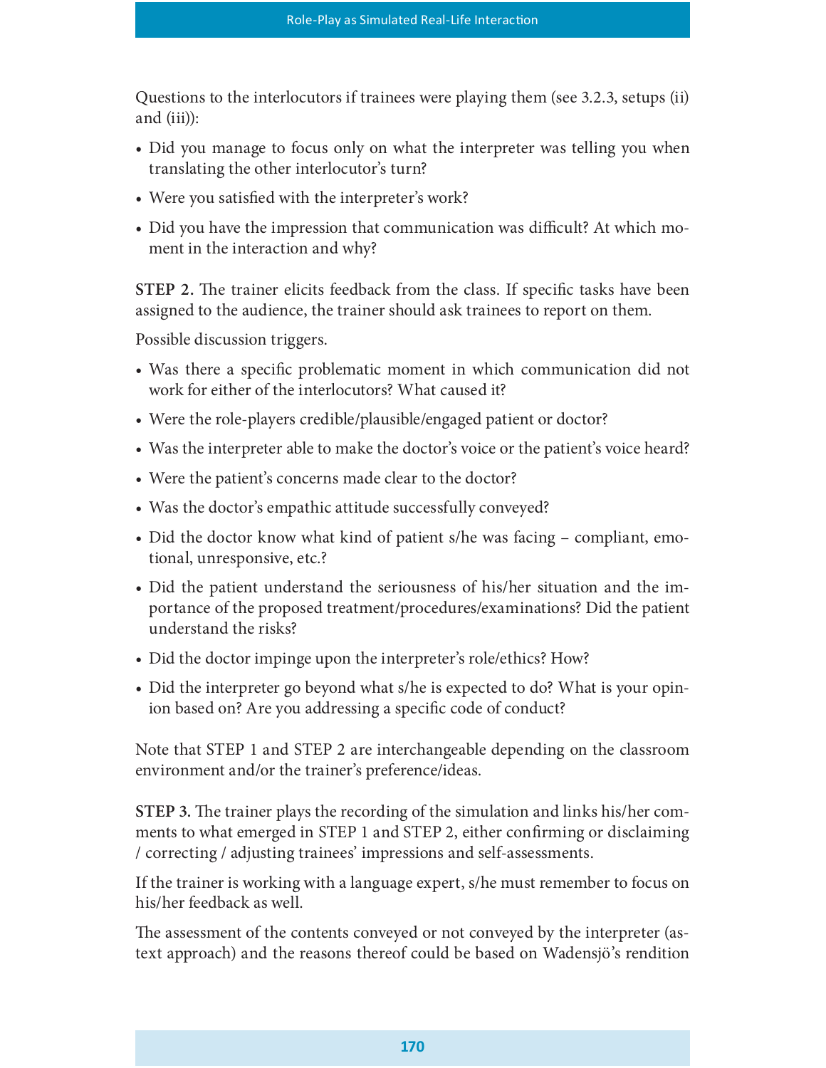Questions to the interlocutors if trainees were playing them (see 3.2.3, setups (ii) and (iii)):

- Did you manage to focus only on what the interpreter was telling you when translating the other interlocutor's turn?
- Were you satisfied with the interpreter's work?
- Did you have the impression that communication was difficult? At which moment in the interaction and why?

**STEP 2.** The trainer elicits feedback from the class. If specific tasks have been assigned to the audience, the trainer should ask trainees to report on them.

Possible discussion triggers.

- Was there a specific problematic moment in which communication did not work for either of the interlocutors? What caused it?
- Were the role-players credible/plausible/engaged patient or doctor?
- Was the interpreter able to make the doctor's voice or the patient's voice heard?
- Were the patient's concerns made clear to the doctor?
- Was the doctor's empathic attitude successfully conveyed?
- Did the doctor know what kind of patient s/he was facing – compliant, emotional, unresponsive, etc.?
- Did the patient understand the seriousness of his/her situation and the importance of the proposed treatment/procedures/examinations? Did the patient understand the risks?
- Did the doctor impinge upon the interpreter's role/ethics? How?
- Did the interpreter go beyond what s/he is expected to do? What is your opinion based on? Are you addressing a specific code of conduct?

Note that STEP 1 and STEP 2 are interchangeable depending on the classroom environment and/or the trainer's preference/ideas.

**STEP 3.** The trainer plays the recording of the simulation and links his/her comments to what emerged in STEP 1 and STEP 2, either confirming or disclaiming / correcting / adjusting trainees' impressions and self-assessments.

If the trainer is working with a language expert, s/he must remember to focus on his/her feedback as well.

The assessment of the contents conveyed or not conveyed by the interpreter (as-text approach) and the reasons thereof could be based on Wadensjö's rendition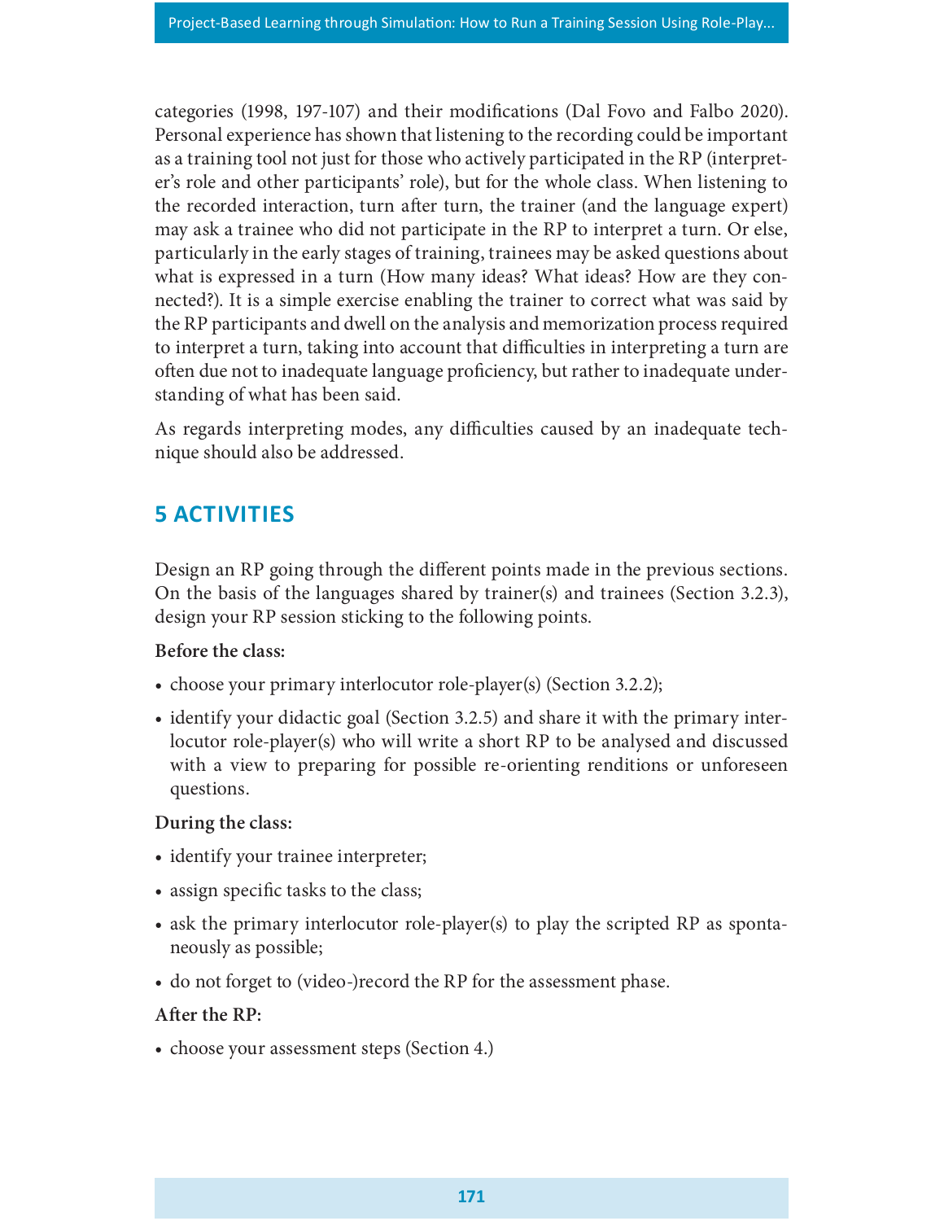categories (1998, 197-107) and their modifications (Dal Fovo and Falbo 2020). Personal experience has shown that listening to the recording could be important as a training tool not just for those who actively participated in the RP (interpreter's role and other participants' role), but for the whole class. When listening to the recorded interaction, turn after turn, the trainer (and the language expert) may ask a trainee who did not participate in the RP to interpret a turn. Or else, particularly in the early stages of training, trainees may be asked questions about what is expressed in a turn (How many ideas? What ideas? How are they connected?). It is a simple exercise enabling the trainer to correct what was said by the RP participants and dwell on the analysis and memorization process required to interpret a turn, taking into account that difficulties in interpreting a turn are often due not to inadequate language proficiency, but rather to inadequate understanding of what has been said.

As regards interpreting modes, any difficulties caused by an inadequate technique should also be addressed.

## 5 ACTIVITIES

Design an RP going through the different points made in the previous sections. On the basis of the languages shared by trainer(s) and trainees (Section 3.2.3), design your RP session sticking to the following points.

**Before the class:**

- choose your primary interlocutor role-player(s) (Section 3.2.2);
- identify your didactic goal (Section 3.2.5) and share it with the primary interlocutor role-player(s) who will write a short RP to be analysed and discussed with a view to preparing for possible re-orienting renditions or unforeseen questions.

**During the class:**

- identify your trainee interpreter;
- assign specific tasks to the class;
- ask the primary interlocutor role-player(s) to play the scripted RP as spontaneously as possible;
- do not forget to (video-)record the RP for the assessment phase.

**After the RP:**

- choose your assessment steps (Section 4.)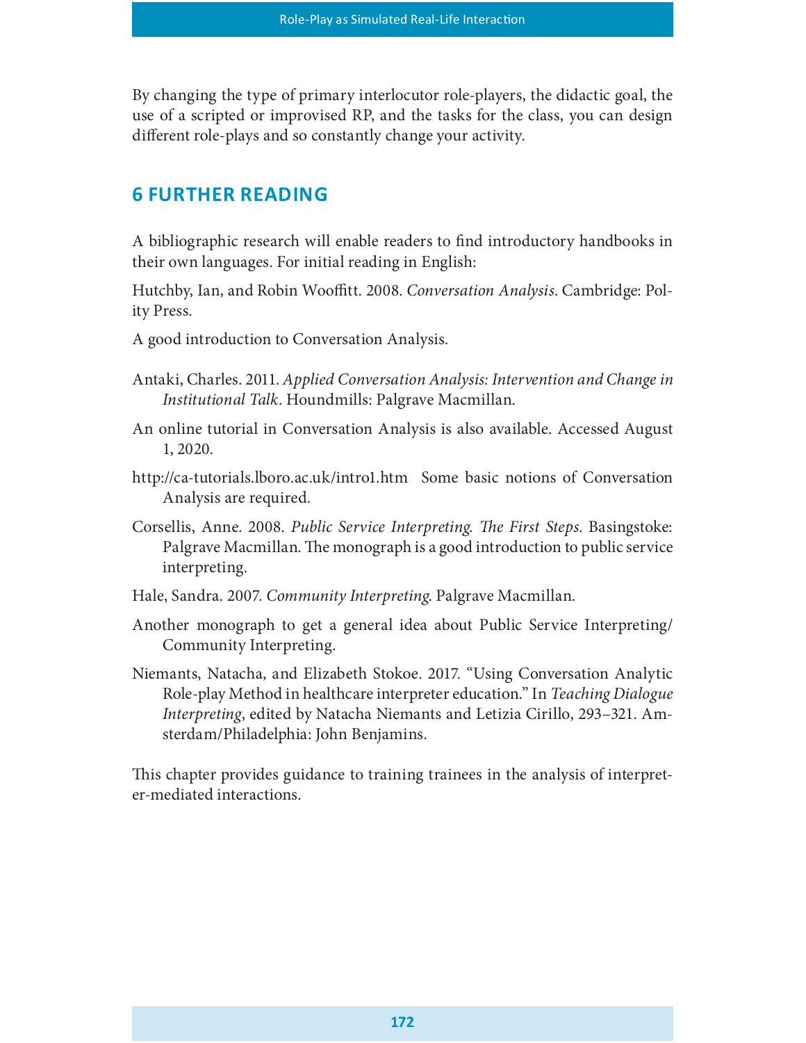By changing the type of primary interlocutor role-players, the didactic goal, the use of a scripted or improvised RP, and the tasks for the class, you can design different role-plays and so constantly change your activity.

## 6 FURTHER READING

A bibliographic research will enable readers to find introductory handbooks in their own languages. For initial reading in English:

Hutchby, Ian, and Robin Wooffitt. 2008. *Conversation Analysis*. Cambridge: Polity Press.

A good introduction to Conversation Analysis.

Antaki, Charles. 2011. *Applied Conversation Analysis: Intervention and Change in Institutional Talk*. Houndmills: Palgrave Macmillan.

An online tutorial in Conversation Analysis is also available. Accessed August 1, 2020.

http://ca-tutorials.lboro.ac.uk/intro1.htm Some basic notions of Conversation Analysis are required.

Corsellis, Anne. 2008. *Public Service Interpreting. The First Steps*. Basingstoke: Palgrave Macmillan. The monograph is a good introduction to public service interpreting.

Hale, Sandra. 2007. *Community Interpreting*. Palgrave Macmillan.

Another monograph to get a general idea about Public Service Interpreting/ Community Interpreting.

Niemants, Natacha, and Elizabeth Stokoe. 2017. "Using Conversation Analytic Role-play Method in healthcare interpreter education." In *Teaching Dialogue Interpreting*, edited by Natacha Niemants and Letizia Cirillo, 293–321. Amsterdam/Philadelphia: John Benjamins.

This chapter provides guidance to training trainees in the analysis of interpreter-mediated interactions.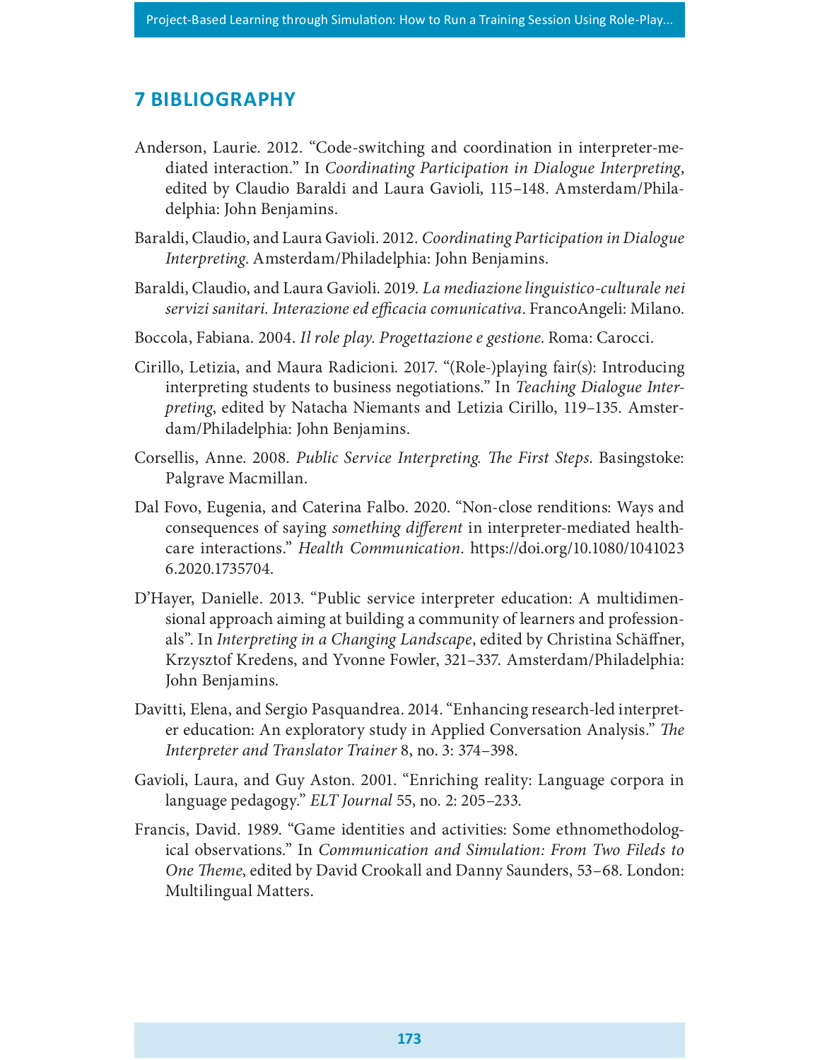## 7 BIBLIOGRAPHY

Anderson, Laurie. 2012. "Code-switching and coordination in interpreter-mediated interaction." In *Coordinating Participation in Dialogue Interpreting*, edited by Claudio Baraldi and Laura Gavioli, 115–148. Amsterdam/Philadelphia: John Benjamins.

Baraldi, Claudio, and Laura Gavioli. 2012. *Coordinating Participation in Dialogue Interpreting*. Amsterdam/Philadelphia: John Benjamins.

Baraldi, Claudio, and Laura Gavioli. 2019. *La mediazione linguistico-culturale nei servizi sanitari. Interazione ed efficacia comunicativa*. FrancoAngeli: Milano.

Boccola, Fabiana. 2004. *Il role play. Progettazione e gestione*. Roma: Carocci.

Cirillo, Letizia, and Maura Radicioni. 2017. "(Role-)playing fair(s): Introducing interpreting students to business negotiations." In *Teaching Dialogue Interpreting*, edited by Natacha Niemants and Letizia Cirillo, 119–135. Amsterdam/Philadelphia: John Benjamins.

Corsellis, Anne. 2008. *Public Service Interpreting. The First Steps*. Basingstoke: Palgrave Macmillan.

Dal Fovo, Eugenia, and Caterina Falbo. 2020. "Non-close renditions: Ways and consequences of saying *something different* in interpreter-mediated healthcare interactions." *Health Communication*. https://doi.org/10.1080/10410236.2020.1735704.

D'Hayer, Danielle. 2013. "Public service interpreter education: A multidimensional approach aiming at building a community of learners and professionals". In *Interpreting in a Changing Landscape*, edited by Christina Schäffner, Krzysztof Kredens, and Yvonne Fowler, 321–337. Amsterdam/Philadelphia: John Benjamins.

Davitti, Elena, and Sergio Pasquandrea. 2014. "Enhancing research-led interpreter education: An exploratory study in Applied Conversation Analysis." *The Interpreter and Translator Trainer* 8, no. 3: 374–398.

Gavioli, Laura, and Guy Aston. 2001. "Enriching reality: Language corpora in language pedagogy." *ELT Journal* 55, no. 2: 205–233.

Francis, David. 1989. "Game identities and activities: Some ethnomethodological observations." In *Communication and Simulation: From Two Fileds to One Theme*, edited by David Crookall and Danny Saunders, 53–68. London: Multilingual Matters.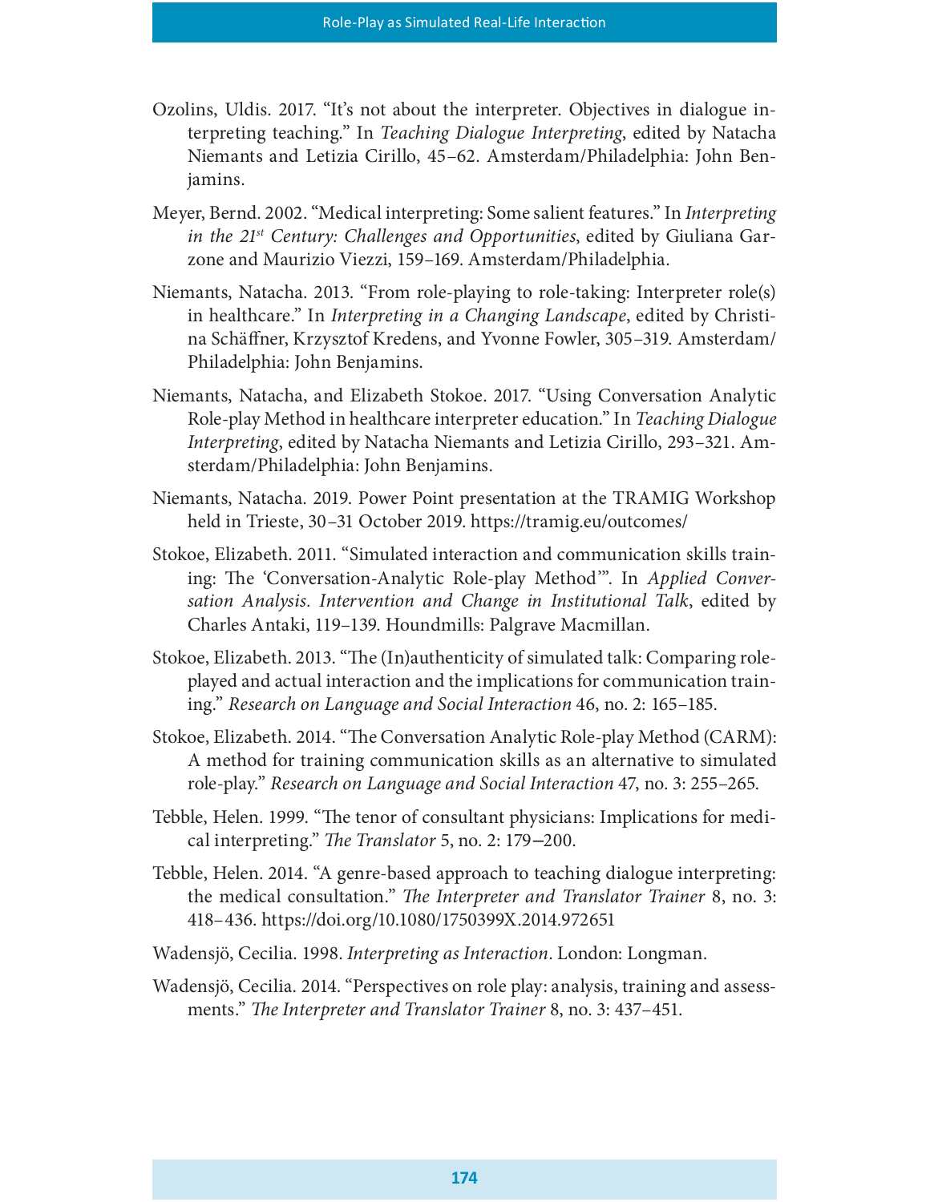Ozolins, Uldis. 2017. "It's not about the interpreter. Objectives in dialogue interpreting teaching." In *Teaching Dialogue Interpreting*, edited by Natacha Niemants and Letizia Cirillo, 45–62. Amsterdam/Philadelphia: John Benjamins.

Meyer, Bernd. 2002. "Medical interpreting: Some salient features." In *Interpreting in the 21st Century: Challenges and Opportunities*, edited by Giuliana Garzone and Maurizio Viezzi, 159–169. Amsterdam/Philadelphia.

Niemants, Natacha. 2013. "From role-playing to role-taking: Interpreter role(s) in healthcare." In *Interpreting in a Changing Landscape*, edited by Christina Schäffner, Krzysztof Kredens, and Yvonne Fowler, 305–319. Amsterdam/Philadelphia: John Benjamins.

Niemants, Natacha, and Elizabeth Stokoe. 2017. "Using Conversation Analytic Role-play Method in healthcare interpreter education." In *Teaching Dialogue Interpreting*, edited by Natacha Niemants and Letizia Cirillo, 293–321. Amsterdam/Philadelphia: John Benjamins.

Niemants, Natacha. 2019. Power Point presentation at the TRAMIG Workshop held in Trieste, 30–31 October 2019. https://tramig.eu/outcomes/

Stokoe, Elizabeth. 2011. "Simulated interaction and communication skills training: The 'Conversation-Analytic Role-play Method'". In *Applied Conversation Analysis. Intervention and Change in Institutional Talk*, edited by Charles Antaki, 119–139. Houndmills: Palgrave Macmillan.

Stokoe, Elizabeth. 2013. "The (In)authenticity of simulated talk: Comparing role-played and actual interaction and the implications for communication training." *Research on Language and Social Interaction* 46, no. 2: 165–185.

Stokoe, Elizabeth. 2014. "The Conversation Analytic Role-play Method (CARM): A method for training communication skills as an alternative to simulated role-play." *Research on Language and Social Interaction* 47, no. 3: 255–265.

Tebble, Helen. 1999. "The tenor of consultant physicians: Implications for medical interpreting." *The Translator* 5, no. 2: 179–200.

Tebble, Helen. 2014. "A genre-based approach to teaching dialogue interpreting: the medical consultation." *The Interpreter and Translator Trainer* 8, no. 3: 418–436. https://doi.org/10.1080/1750399X.2014.972651

Wadensjö, Cecilia. 1998. *Interpreting as Interaction*. London: Longman.

Wadensjö, Cecilia. 2014. "Perspectives on role play: analysis, training and assessments." *The Interpreter and Translator Trainer* 8, no. 3: 437–451.